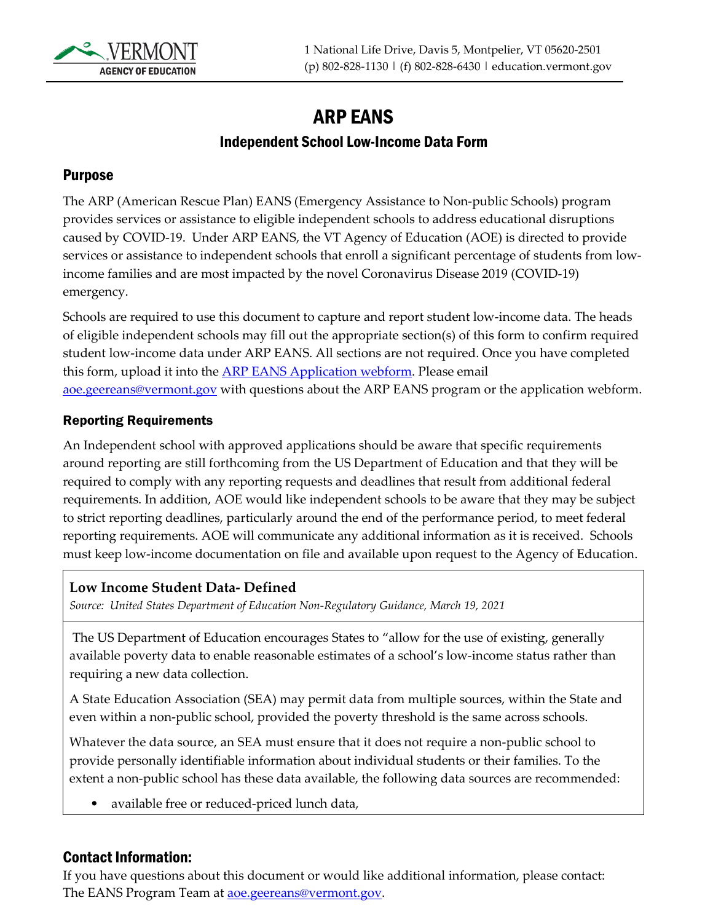VERMONT AGENCY OF EDUCATION

1 National Life Drive, Davis 5, Montpelier, VT 05620-2501
(p) 802-828-1130 | (f) 802-828-6430 | education.vermont.gov

# ARP EANS

## Independent School Low-Income Data Form

### Purpose

The ARP (American Rescue Plan) EANS (Emergency Assistance to Non-public Schools) program provides services or assistance to eligible independent schools to address educational disruptions caused by COVID-19. Under ARP EANS, the VT Agency of Education (AOE) is directed to provide services or assistance to independent schools that enroll a significant percentage of students from low-income families and are most impacted by the novel Coronavirus Disease 2019 (COVID-19) emergency.

Schools are required to use this document to capture and report student low-income data. The heads of eligible independent schools may fill out the appropriate section(s) of this form to confirm required student low-income data under ARP EANS. All sections are not required. Once you have completed this form, upload it into the [ARP EANS Application webform](). Please email [aoe.geereans@vermont.gov](mailto:aoe.geereans@vermont.gov) with questions about the ARP EANS program or the application webform.

#### Reporting Requirements

An Independent school with approved applications should be aware that specific requirements around reporting are still forthcoming from the US Department of Education and that they will be required to comply with any reporting requests and deadlines that result from additional federal requirements. In addition, AOE would like independent schools to be aware that they may be subject to strict reporting deadlines, particularly around the end of the performance period, to meet federal reporting requirements. AOE will communicate any additional information as it is received. Schools must keep low-income documentation on file and available upon request to the Agency of Education.

**Low Income Student Data- Defined**

*Source: United States Department of Education Non-Regulatory Guidance, March 19, 2021*

The US Department of Education encourages States to "allow for the use of existing, generally available poverty data to enable reasonable estimates of a school's low-income status rather than requiring a new data collection.

A State Education Association (SEA) may permit data from multiple sources, within the State and even within a non-public school, provided the poverty threshold is the same across schools.

Whatever the data source, an SEA must ensure that it does not require a non-public school to provide personally identifiable information about individual students or their families. To the extent a non-public school has these data available, the following data sources are recommended:

- available free or reduced-priced lunch data,

### Contact Information:

If you have questions about this document or would like additional information, please contact: The EANS Program Team at [aoe.geereans@vermont.gov](mailto:aoe.geereans@vermont.gov).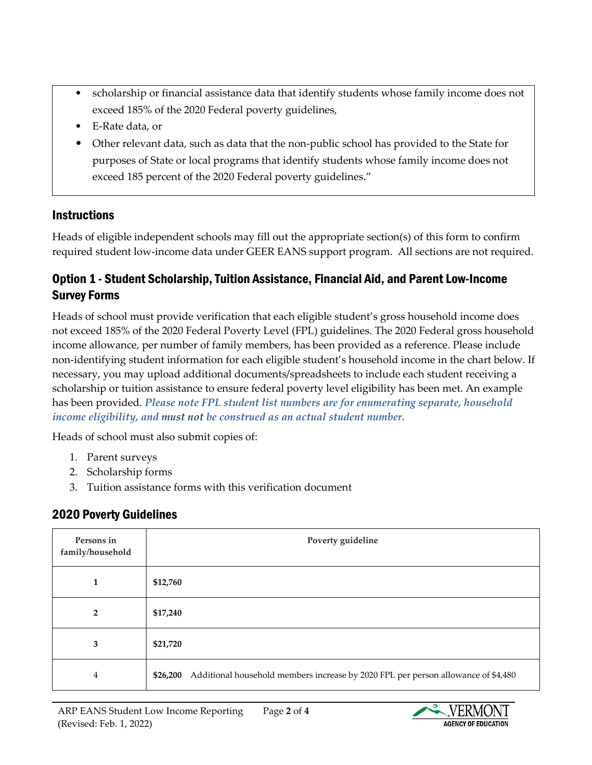- scholarship or financial assistance data that identify students whose family income does not exceed 185% of the 2020 Federal poverty guidelines,
- E-Rate data, or
- Other relevant data, such as data that the non-public school has provided to the State for purposes of State or local programs that identify students whose family income does not exceed 185 percent of the 2020 Federal poverty guidelines."

## Instructions

Heads of eligible independent schools may fill out the appropriate section(s) of this form to confirm required student low-income data under GEER EANS support program. All sections are not required.

## Option 1 - Student Scholarship, Tuition Assistance, Financial Aid, and Parent Low-Income Survey Forms

Heads of school must provide verification that each eligible student's gross household income does not exceed 185% of the 2020 Federal Poverty Level (FPL) guidelines. The 2020 Federal gross household income allowance, per number of family members, has been provided as a reference. Please include non-identifying student information for each eligible student's household income in the chart below. If necessary, you may upload additional documents/spreadsheets to include each student receiving a scholarship or tuition assistance to ensure federal poverty level eligibility has been met. An example has been provided. *Please note FPL student list numbers are for enumerating separate, household income eligibility, and **must not** be construed as an actual student number.*

Heads of school must also submit copies of:

1. Parent surveys
2. Scholarship forms
3. Tuition assistance forms with this verification document

## 2020 Poverty Guidelines

| Persons in family/household | Poverty guideline |
|---|---|
| 1 | **$12,760** |
| 2 | **$17,240** |
| 3 | **$21,720** |
| 4 | **$26,200** Additional household members increase by 2020 FPL per person allowance of $4,480 |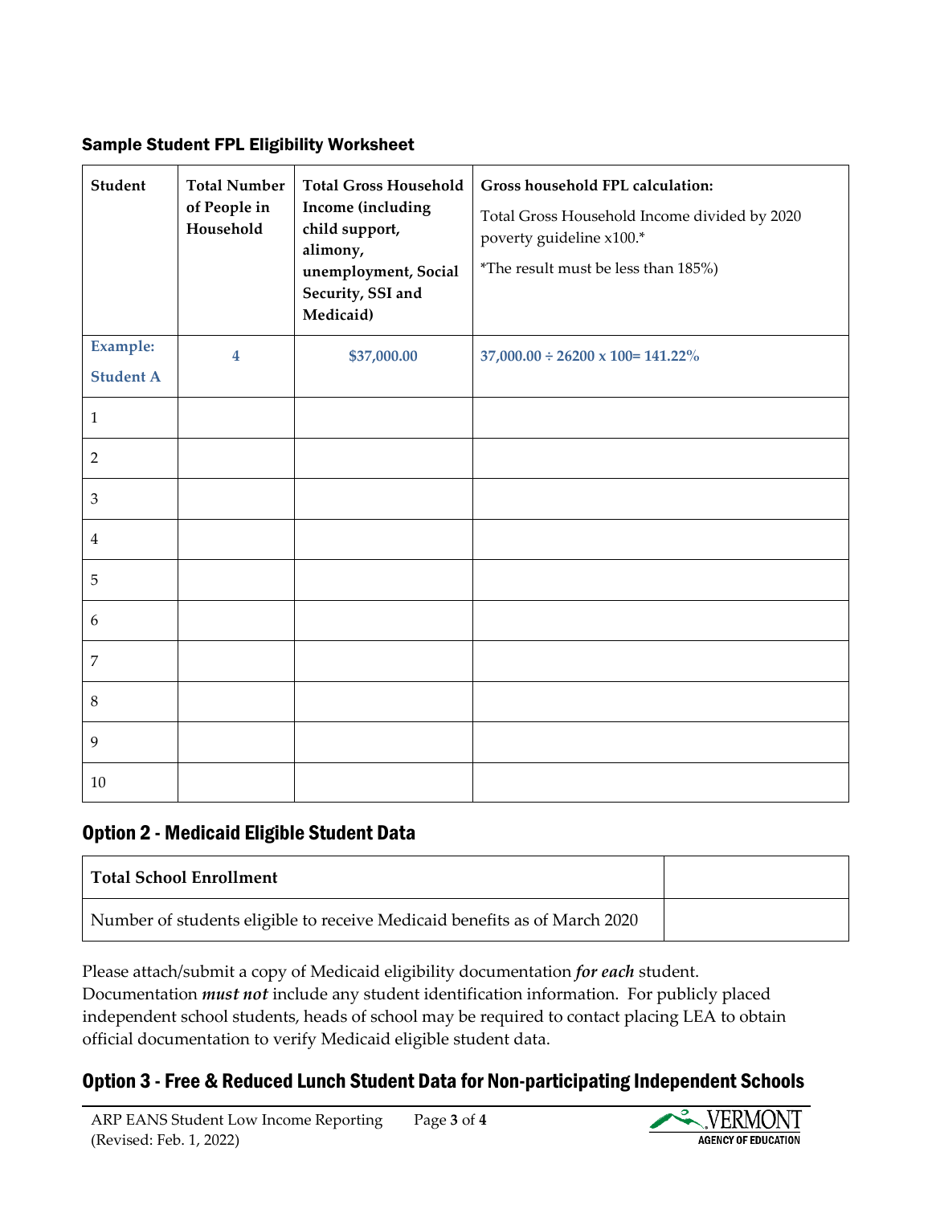### Sample Student FPL Eligibility Worksheet

| Student | Total Number of People in Household | Total Gross Household Income (including child support, alimony, unemployment, Social Security, SSI and Medicaid) | Gross household FPL calculation: Total Gross Household Income divided by 2020 poverty guideline x100.* *The result must be less than 185%) |
|---|---|---|---|
| Example: Student A | 4 | $37,000.00 | 37,000.00 ÷ 26200 x 100= 141.22% |
| 1 | | | |
| 2 | | | |
| 3 | | | |
| 4 | | | |
| 5 | | | |
| 6 | | | |
| 7 | | | |
| 8 | | | |
| 9 | | | |
| 10 | | | |

## Option 2 - Medicaid Eligible Student Data

| **Total School Enrollment** | |
|---|---|
| Number of students eligible to receive Medicaid benefits as of March 2020 | |

Please attach/submit a copy of Medicaid eligibility documentation ***for each*** student. Documentation ***must not*** include any student identification information. For publicly placed independent school students, heads of school may be required to contact placing LEA to obtain official documentation to verify Medicaid eligible student data.

## Option 3 - Free & Reduced Lunch Student Data for Non-participating Independent Schools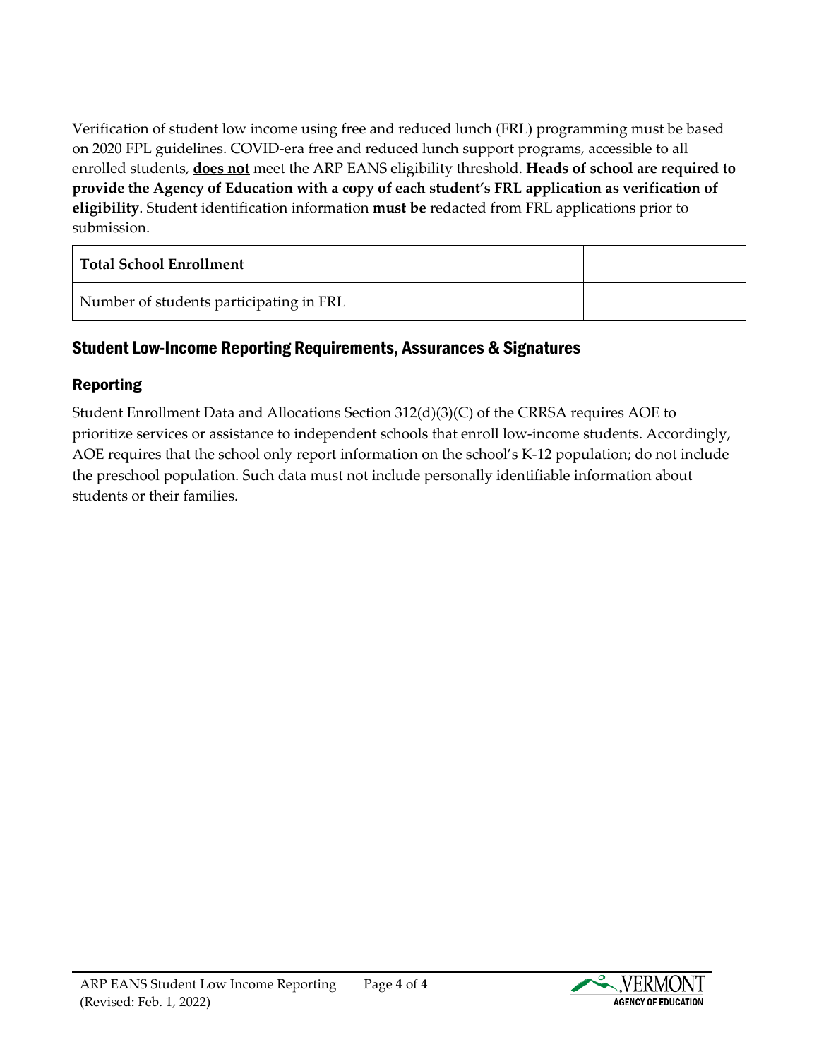Verification of student low income using free and reduced lunch (FRL) programming must be based on 2020 FPL guidelines. COVID-era free and reduced lunch support programs, accessible to all enrolled students, **<u>does not</u>** meet the ARP EANS eligibility threshold. **Heads of school are required to provide the Agency of Education with a copy of each student's FRL application as verification of eligibility**. Student identification information **must be** redacted from FRL applications prior to submission.

| | |
|---|---|
| **Total School Enrollment** | |
| Number of students participating in FRL | |

## Student Low-Income Reporting Requirements, Assurances & Signatures

### Reporting

Student Enrollment Data and Allocations Section 312(d)(3)(C) of the CRRSA requires AOE to prioritize services or assistance to independent schools that enroll low-income students. Accordingly, AOE requires that the school only report information on the school's K-12 population; do not include the preschool population. Such data must not include personally identifiable information about students or their families.